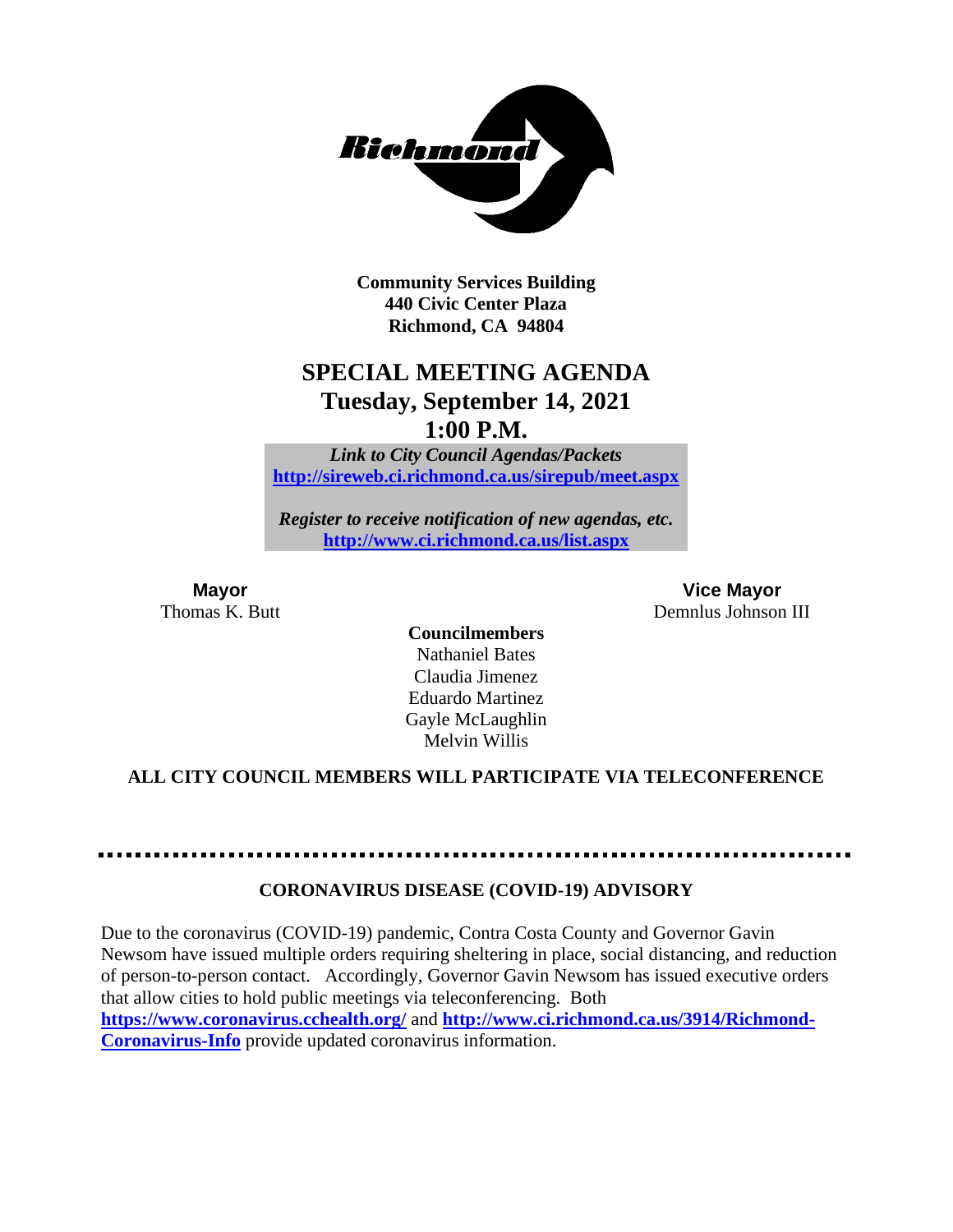**Community Services Building**
**440 Civic Center Plaza**
**Richmond, CA 94804**

# SPECIAL MEETING AGENDA
## Tuesday, September 14, 2021
## 1:00 P.M.

*Link to City Council Agendas/Packets*
**http://sireweb.ci.richmond.ca.us/sirepub/meet.aspx**

*Register to receive notification of new agendas, etc.*
**http://www.ci.richmond.ca.us/list.aspx**

**Mayor**
Thomas K. Butt

**Vice Mayor**
Demnlus Johnson III

**Councilmembers**
Nathaniel Bates
Claudia Jimenez
Eduardo Martinez
Gayle McLaughlin
Melvin Willis

**ALL CITY COUNCIL MEMBERS WILL PARTICIPATE VIA TELECONFERENCE**

---

**CORONAVIRUS DISEASE (COVID-19) ADVISORY**

Due to the coronavirus (COVID-19) pandemic, Contra Costa County and Governor Gavin Newsom have issued multiple orders requiring sheltering in place, social distancing, and reduction of person-to-person contact. Accordingly, Governor Gavin Newsom has issued executive orders that allow cities to hold public meetings via teleconferencing. Both **https://www.coronavirus.cchealth.org/** and **http://www.ci.richmond.ca.us/3914/Richmond-Coronavirus-Info** provide updated coronavirus information.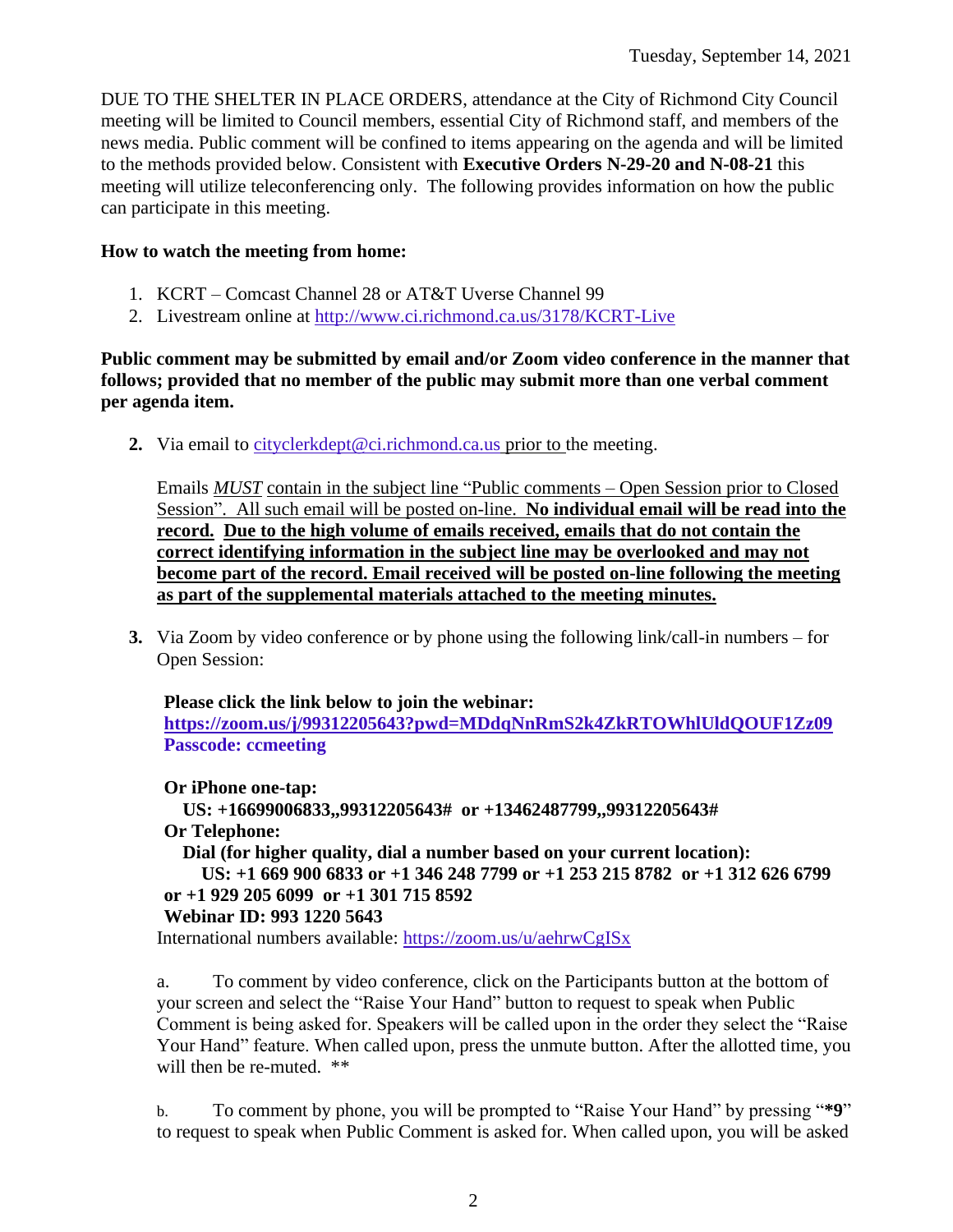Tuesday, September 14, 2021

DUE TO THE SHELTER IN PLACE ORDERS, attendance at the City of Richmond City Council meeting will be limited to Council members, essential City of Richmond staff, and members of the news media. Public comment will be confined to items appearing on the agenda and will be limited to the methods provided below. Consistent with **Executive Orders N-29-20 and N-08-21** this meeting will utilize teleconferencing only. The following provides information on how the public can participate in this meeting.

**How to watch the meeting from home:**

1. KCRT – Comcast Channel 28 or AT&T Uverse Channel 99
2. Livestream online at http://www.ci.richmond.ca.us/3178/KCRT-Live

**Public comment may be submitted by email and/or Zoom video conference in the manner that follows; provided that no member of the public may submit more than one verbal comment per agenda item.**

**2.** Via email to cityclerkdept@ci.richmond.ca.us prior to the meeting.

Emails *MUST* contain in the subject line "Public comments – Open Session prior to Closed Session". All such email will be posted on-line. **No individual email will be read into the record. Due to the high volume of emails received, emails that do not contain the correct identifying information in the subject line may be overlooked and may not become part of the record. Email received will be posted on-line following the meeting as part of the supplemental materials attached to the meeting minutes.**

**3.** Via Zoom by video conference or by phone using the following link/call-in numbers – for Open Session:

**Please click the link below to join the webinar:**
**https://zoom.us/j/99312205643?pwd=MDdqNnRmS2k4ZkRTOWhlUldQOUF1Zz09**
**Passcode: ccmeeting**

**Or iPhone one-tap:**
**US: +16699006833,,99312205643# or +13462487799,,99312205643#**
**Or Telephone:**
**Dial (for higher quality, dial a number based on your current location):**
**US: +1 669 900 6833 or +1 346 248 7799 or +1 253 215 8782 or +1 312 626 6799 or +1 929 205 6099 or +1 301 715 8592**
**Webinar ID: 993 1220 5643**
International numbers available: https://zoom.us/u/aehrwCgISx

a. To comment by video conference, click on the Participants button at the bottom of your screen and select the "Raise Your Hand" button to request to speak when Public Comment is being asked for. Speakers will be called upon in the order they select the "Raise Your Hand" feature. When called upon, press the unmute button. After the allotted time, you will then be re-muted. **

b. To comment by phone, you will be prompted to "Raise Your Hand" by pressing "**\*9**" to request to speak when Public Comment is asked for. When called upon, you will be asked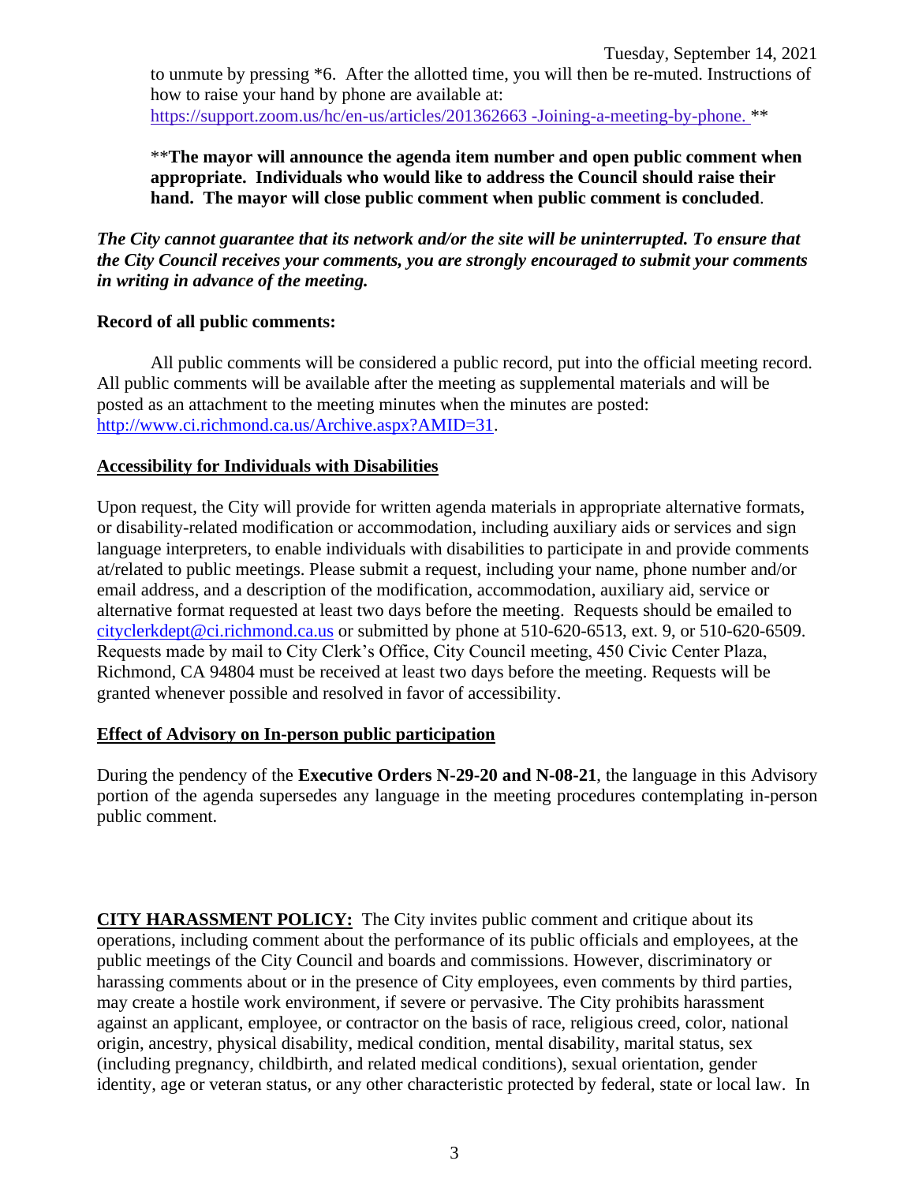to unmute by pressing *6. After the allotted time, you will then be re-muted. Instructions of how to raise your hand by phone are available at: https://support.zoom.us/hc/en-us/articles/201362663 -Joining-a-meeting-by-phone. **

**__The mayor will announce the agenda item number and open public comment when appropriate. Individuals who would like to address the Council should raise their hand. The mayor will close public comment when public comment is concluded__.

***The City cannot guarantee that its network and/or the site will be uninterrupted. To ensure that the City Council receives your comments, you are strongly encouraged to submit your comments in writing in advance of the meeting.***

**Record of all public comments:**

All public comments will be considered a public record, put into the official meeting record. All public comments will be available after the meeting as supplemental materials and will be posted as an attachment to the meeting minutes when the minutes are posted: http://www.ci.richmond.ca.us/Archive.aspx?AMID=31.

**Accessibility for Individuals with Disabilities**

Upon request, the City will provide for written agenda materials in appropriate alternative formats, or disability-related modification or accommodation, including auxiliary aids or services and sign language interpreters, to enable individuals with disabilities to participate in and provide comments at/related to public meetings. Please submit a request, including your name, phone number and/or email address, and a description of the modification, accommodation, auxiliary aid, service or alternative format requested at least two days before the meeting. Requests should be emailed to cityclerkdept@ci.richmond.ca.us or submitted by phone at 510-620-6513, ext. 9, or 510-620-6509. Requests made by mail to City Clerk's Office, City Council meeting, 450 Civic Center Plaza, Richmond, CA 94804 must be received at least two days before the meeting. Requests will be granted whenever possible and resolved in favor of accessibility.

**Effect of Advisory on In-person public participation**

During the pendency of the **Executive Orders N-29-20 and N-08-21**, the language in this Advisory portion of the agenda supersedes any language in the meeting procedures contemplating in-person public comment.

**CITY HARASSMENT POLICY:** The City invites public comment and critique about its operations, including comment about the performance of its public officials and employees, at the public meetings of the City Council and boards and commissions. However, discriminatory or harassing comments about or in the presence of City employees, even comments by third parties, may create a hostile work environment, if severe or pervasive. The City prohibits harassment against an applicant, employee, or contractor on the basis of race, religious creed, color, national origin, ancestry, physical disability, medical condition, mental disability, marital status, sex (including pregnancy, childbirth, and related medical conditions), sexual orientation, gender identity, age or veteran status, or any other characteristic protected by federal, state or local law. In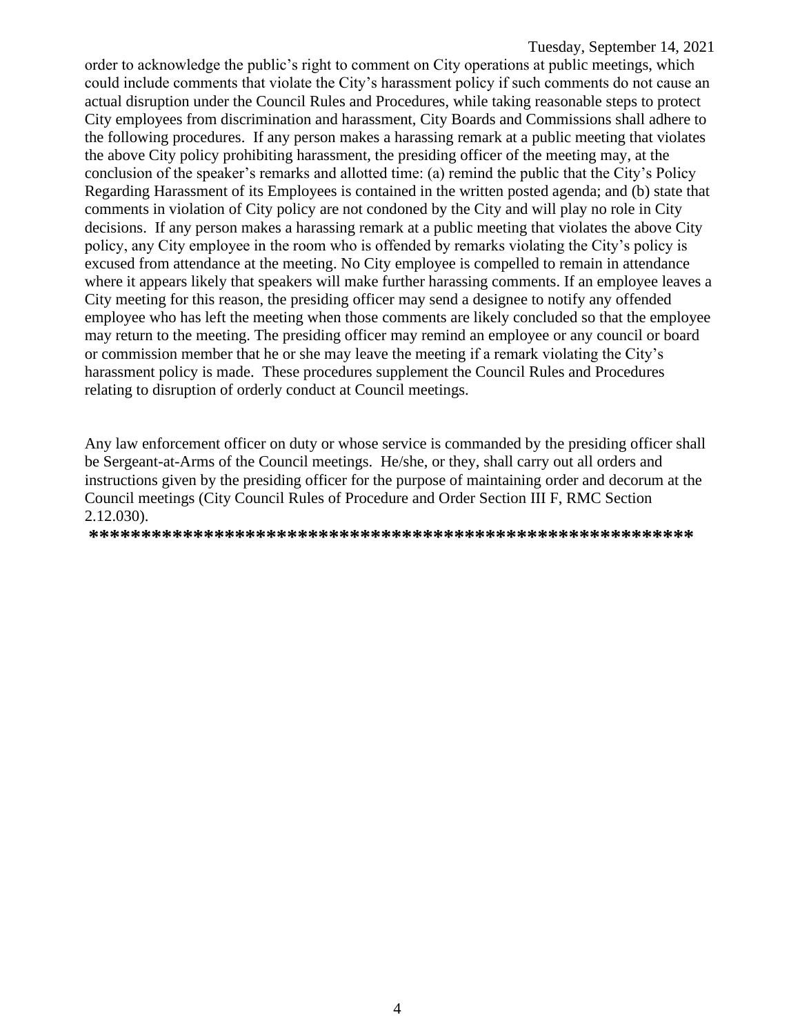order to acknowledge the public's right to comment on City operations at public meetings, which could include comments that violate the City's harassment policy if such comments do not cause an actual disruption under the Council Rules and Procedures, while taking reasonable steps to protect City employees from discrimination and harassment, City Boards and Commissions shall adhere to the following procedures. If any person makes a harassing remark at a public meeting that violates the above City policy prohibiting harassment, the presiding officer of the meeting may, at the conclusion of the speaker's remarks and allotted time: (a) remind the public that the City's Policy Regarding Harassment of its Employees is contained in the written posted agenda; and (b) state that comments in violation of City policy are not condoned by the City and will play no role in City decisions. If any person makes a harassing remark at a public meeting that violates the above City policy, any City employee in the room who is offended by remarks violating the City's policy is excused from attendance at the meeting. No City employee is compelled to remain in attendance where it appears likely that speakers will make further harassing comments. If an employee leaves a City meeting for this reason, the presiding officer may send a designee to notify any offended employee who has left the meeting when those comments are likely concluded so that the employee may return to the meeting. The presiding officer may remind an employee or any council or board or commission member that he or she may leave the meeting if a remark violating the City's harassment policy is made. These procedures supplement the Council Rules and Procedures relating to disruption of orderly conduct at Council meetings.

Any law enforcement officer on duty or whose service is commanded by the presiding officer shall be Sergeant-at-Arms of the Council meetings. He/she, or they, shall carry out all orders and instructions given by the presiding officer for the purpose of maintaining order and decorum at the Council meetings (City Council Rules of Procedure and Order Section III F, RMC Section 2.12.030).

**\*\*\*\*\*\*\*\*\*\*\*\*\*\*\*\*\*\*\*\*\*\*\*\*\*\*\*\*\*\*\*\*\*\*\*\*\*\*\*\*\*\*\*\*\*\*\*\*\*\*\*\*\*\*\*\*\*\*\*\***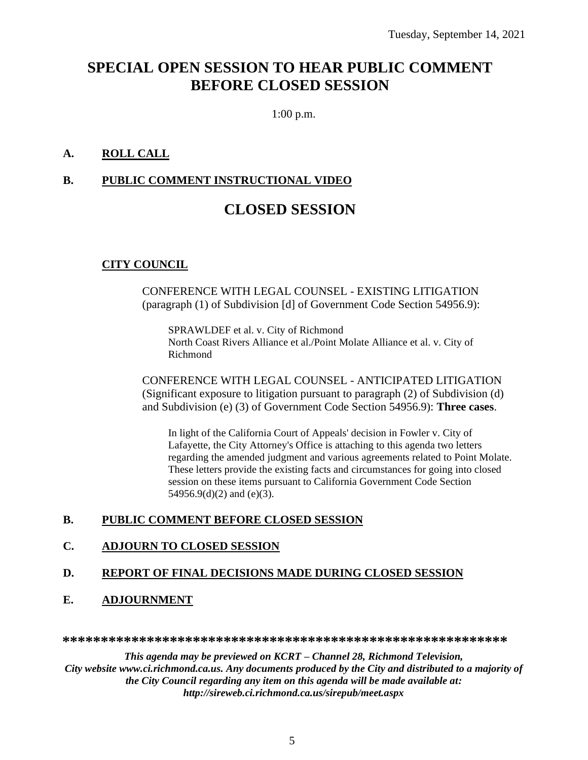Tuesday, September 14, 2021

# SPECIAL OPEN SESSION TO HEAR PUBLIC COMMENT BEFORE CLOSED SESSION

1:00 p.m.

**A. ROLL CALL**

**B. PUBLIC COMMENT INSTRUCTIONAL VIDEO**

# CLOSED SESSION

**CITY COUNCIL**

CONFERENCE WITH LEGAL COUNSEL - EXISTING LITIGATION (paragraph (1) of Subdivision [d] of Government Code Section 54956.9):

SPRAWLDEF et al. v. City of Richmond
North Coast Rivers Alliance et al./Point Molate Alliance et al. v. City of Richmond

CONFERENCE WITH LEGAL COUNSEL - ANTICIPATED LITIGATION (Significant exposure to litigation pursuant to paragraph (2) of Subdivision (d) and Subdivision (e) (3) of Government Code Section 54956.9): **Three cases**.

In light of the California Court of Appeals' decision in Fowler v. City of Lafayette, the City Attorney's Office is attaching to this agenda two letters regarding the amended judgment and various agreements related to Point Molate. These letters provide the existing facts and circumstances for going into closed session on these items pursuant to California Government Code Section 54956.9(d)(2) and (e)(3).

**B. PUBLIC COMMENT BEFORE CLOSED SESSION**

**C. ADJOURN TO CLOSED SESSION**

**D. REPORT OF FINAL DECISIONS MADE DURING CLOSED SESSION**

**E. ADJOURNMENT**

**********************************************************

***This agenda may be previewed on KCRT – Channel 28, Richmond Television, City website www.ci.richmond.ca.us. Any documents produced by the City and distributed to a majority of the City Council regarding any item on this agenda will be made available at: http://sireweb.ci.richmond.ca.us/sirepub/meet.aspx***